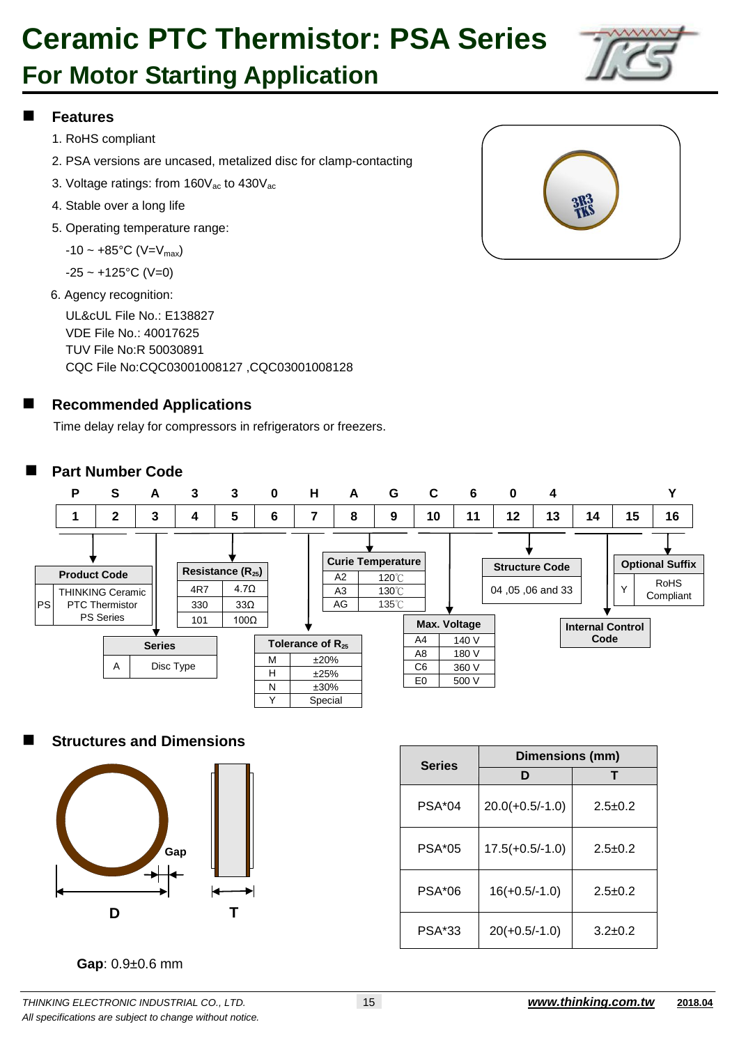# Ceramic PTC Thermistor: PSA Series

## For Motor Starting Application

### Features

1. RoHS compliant
2. PSA versions are uncased, metalized disc for clamp-contacting
3. Voltage ratings: from 160$V_{ac}$ to 430$V_{ac}$
4. Stable over a long life
5. Operating temperature range:

   -10 ~ +85°C ($V=V_{max}$)

   -25 ~ +125°C (V=0)
6. Agency recognition:

   UL&cUL File No.: E138827
   VDE File No.: 40017625
   TUV File No:R 50030891
   CQC File No:CQC03001008127 ,CQC03001008128

### Recommended Applications

Time delay relay for compressors in refrigerators or freezers.

### Part Number Code

| P | S | A | 3 | 3 | 0 | H | A | G | C | 6 | 0 | 4 | | | Y |
|---|---|---|---|---|---|---|---|---|---|---|---|---|---|---|---|
| 1 | 2 | 3 | 4 | 5 | 6 | 7 | 8 | 9 | 10 | 11 | 12 | 13 | 14 | 15 | 16 |

**Product Code** (1–2)

| | |
|---|---|
| PS | THINKING Ceramic PTC Thermistor PS Series |

**Series** (3)

| | |
|---|---|
| A | Disc Type |

**Resistance ($R_{25}$)** (4–6)

| | |
|---|---|
| 4R7 | 4.7Ω |
| 330 | 33Ω |
| 101 | 100Ω |

**Tolerance of $R_{25}$** (7)

| | |
|---|---|
| M | ±20% |
| H | ±25% |
| N | ±30% |
| Y | Special |

**Curie Temperature** (8–9)

| | |
|---|---|
| A2 | 120℃ |
| A3 | 130℃ |
| AG | 135℃ |

**Max. Voltage** (10–11)

| | |
|---|---|
| A4 | 140 V |
| A8 | 180 V |
| C6 | 360 V |
| E0 | 500 V |

**Structure Code** (12–13)

04 ,05 ,06 and 33

**Internal Control Code** (14–15)

**Optional Suffix** (16)

| | |
|---|---|
| Y | RoHS Compliant |

### Structures and Dimensions

Gap, D, T

| Series | Dimensions (mm) | |
|---|---|---|
| | D | T |
| PSA*04 | 20.0(+0.5/-1.0) | 2.5±0.2 |
| PSA*05 | 17.5(+0.5/-1.0) | 2.5±0.2 |
| PSA*06 | 16(+0.5/-1.0) | 2.5±0.2 |
| PSA*33 | 20(+0.5/-1.0) | 3.2±0.2 |

**Gap**: 0.9±0.6 mm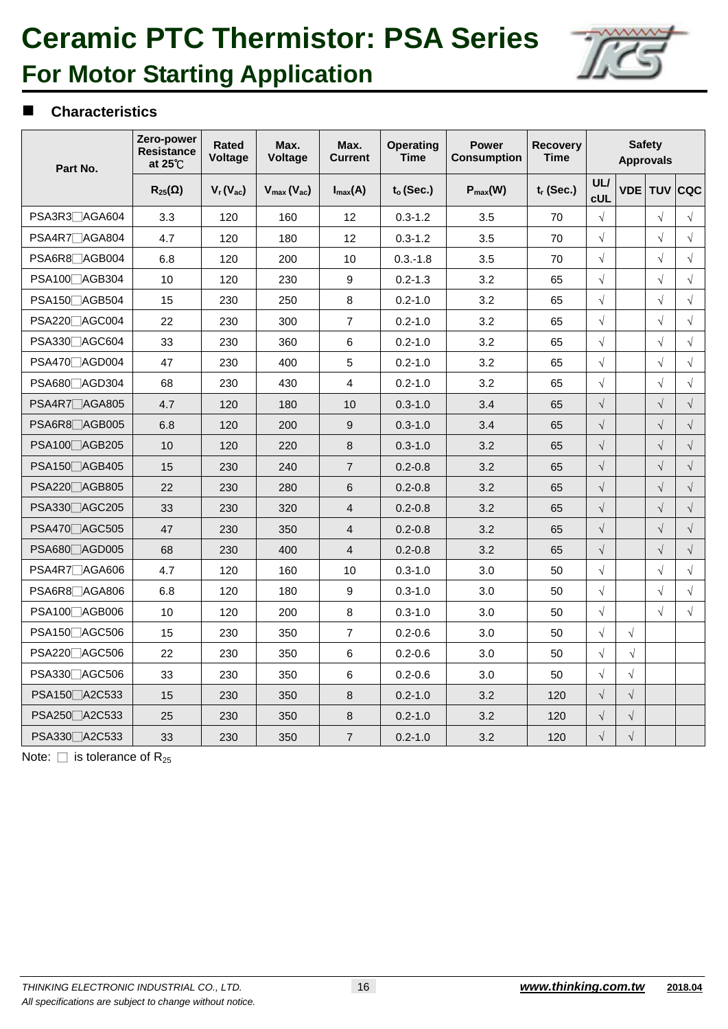# Ceramic PTC Thermistor: PSA Series

## For Motor Starting Application

### Characteristics

| Part No. | Zero-power Resistance at 25℃ | Rated Voltage | Max. Voltage | Max. Current | Operating Time | Power Consumption | Recovery Time | Safety Approvals | | | |
|---|---|---|---|---|---|---|---|---|---|---|---|
| | $R_{25}$(Ω) | $V_r$ ($V_{ac}$) | $V_{max}$ ($V_{ac}$) | $I_{max}$(A) | $t_o$ (Sec.) | $P_{max}$(W) | $t_r$ (Sec.) | UL/ cUL | VDE | TUV | CQC |
| PSA3R3□AGA604 | 3.3 | 120 | 160 | 12 | 0.3-1.2 | 3.5 | 70 | √ | | √ | √ |
| PSA4R7□AGA804 | 4.7 | 120 | 180 | 12 | 0.3-1.2 | 3.5 | 70 | √ | | √ | √ |
| PSA6R8□AGB004 | 6.8 | 120 | 200 | 10 | 0.3.-1.8 | 3.5 | 70 | √ | | √ | √ |
| PSA100□AGB304 | 10 | 120 | 230 | 9 | 0.2-1.3 | 3.2 | 65 | √ | | √ | √ |
| PSA150□AGB504 | 15 | 230 | 250 | 8 | 0.2-1.0 | 3.2 | 65 | √ | | √ | √ |
| PSA220□AGC004 | 22 | 230 | 300 | 7 | 0.2-1.0 | 3.2 | 65 | √ | | √ | √ |
| PSA330□AGC604 | 33 | 230 | 360 | 6 | 0.2-1.0 | 3.2 | 65 | √ | | √ | √ |
| PSA470□AGD004 | 47 | 230 | 400 | 5 | 0.2-1.0 | 3.2 | 65 | √ | | √ | √ |
| PSA680□AGD304 | 68 | 230 | 430 | 4 | 0.2-1.0 | 3.2 | 65 | √ | | √ | √ |
| PSA4R7□AGA805 | 4.7 | 120 | 180 | 10 | 0.3-1.0 | 3.4 | 65 | √ | | √ | √ |
| PSA6R8□AGB005 | 6.8 | 120 | 200 | 9 | 0.3-1.0 | 3.4 | 65 | √ | | √ | √ |
| PSA100□AGB205 | 10 | 120 | 220 | 8 | 0.3-1.0 | 3.2 | 65 | √ | | √ | √ |
| PSA150□AGB405 | 15 | 230 | 240 | 7 | 0.2-0.8 | 3.2 | 65 | √ | | √ | √ |
| PSA220□AGB805 | 22 | 230 | 280 | 6 | 0.2-0.8 | 3.2 | 65 | √ | | √ | √ |
| PSA330□AGC205 | 33 | 230 | 320 | 4 | 0.2-0.8 | 3.2 | 65 | √ | | √ | √ |
| PSA470□AGC505 | 47 | 230 | 350 | 4 | 0.2-0.8 | 3.2 | 65 | √ | | √ | √ |
| PSA680□AGD005 | 68 | 230 | 400 | 4 | 0.2-0.8 | 3.2 | 65 | √ | | √ | √ |
| PSA4R7□AGA606 | 4.7 | 120 | 160 | 10 | 0.3-1.0 | 3.0 | 50 | √ | | √ | √ |
| PSA6R8□AGA806 | 6.8 | 120 | 180 | 9 | 0.3-1.0 | 3.0 | 50 | √ | | √ | √ |
| PSA100□AGB006 | 10 | 120 | 200 | 8 | 0.3-1.0 | 3.0 | 50 | √ | | √ | √ |
| PSA150□AGC506 | 15 | 230 | 350 | 7 | 0.2-0.6 | 3.0 | 50 | √ | √ | | |
| PSA220□AGC506 | 22 | 230 | 350 | 6 | 0.2-0.6 | 3.0 | 50 | √ | √ | | |
| PSA330□AGC506 | 33 | 230 | 350 | 6 | 0.2-0.6 | 3.0 | 50 | √ | √ | | |
| PSA150□A2C533 | 15 | 230 | 350 | 8 | 0.2-1.0 | 3.2 | 120 | √ | √ | | |
| PSA250□A2C533 | 25 | 230 | 350 | 8 | 0.2-1.0 | 3.2 | 120 | √ | √ | | |
| PSA330□A2C533 | 33 | 230 | 350 | 7 | 0.2-1.0 | 3.2 | 120 | √ | √ | | |

Note: □ is tolerance of $R_{25}$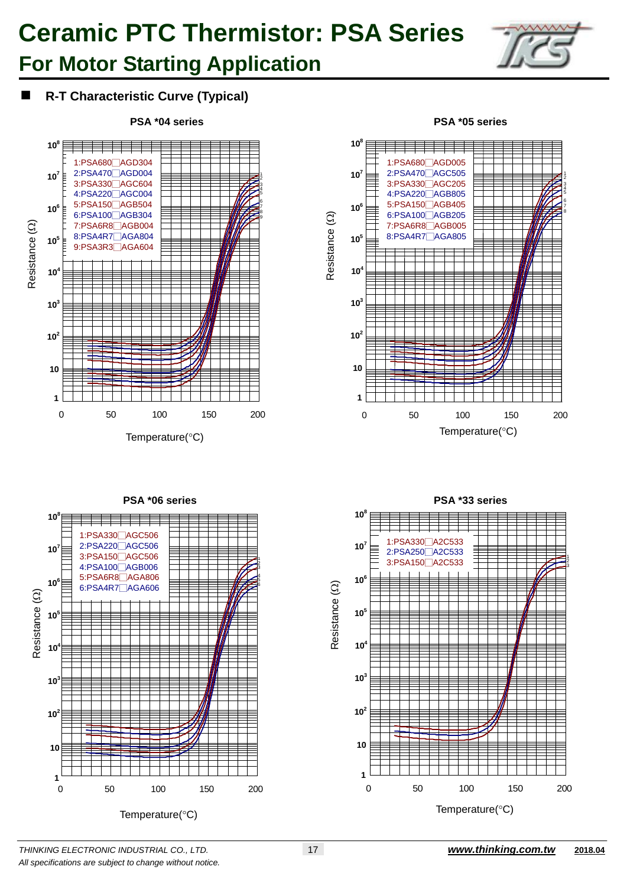# Ceramic PTC Thermistor: PSA Series

## For Motor Starting Application

■ **R-T Characteristic Curve (Typical)**

**PSA *04 series**

1:PSA680□AGD304
2:PSA470□AGD004
3:PSA330□AGC604
4:PSA220□AGC004
5:PSA150□AGB504
6:PSA100□AGB304
7:PSA6R8□AGB004
8:PSA4R7□AGA804
9:PSA3R3□AGA604

Resistance (Ω) vs. Temperature(°C)

**PSA *05 series**

1:PSA680□AGD005
2:PSA470□AGC505
3:PSA330□AGC205
4:PSA220□AGB805
5:PSA150□AGB405
6:PSA100□AGB205
7:PSA6R8□AGB005
8:PSA4R7□AGA805

Resistance (Ω) vs. Temperature(°C)

**PSA *06 series**

1:PSA330□AGC506
2:PSA220□AGC506
3:PSA150□AGC506
4:PSA100□AGB006
5:PSA6R8□AGA806
6:PSA4R7□AGA606

Resistance (Ω) vs. Temperature(°C)

**PSA *33 series**

1:PSA330□A2C533
2:PSA250□A2C533
3:PSA150□A2C533

Resistance (Ω) vs. Temperature(°C)

*THINKING ELECTRONIC INDUSTRIAL CO., LTD.*
*All specifications are subject to change without notice.*
***www.thinking.com.tw*** **2018.04**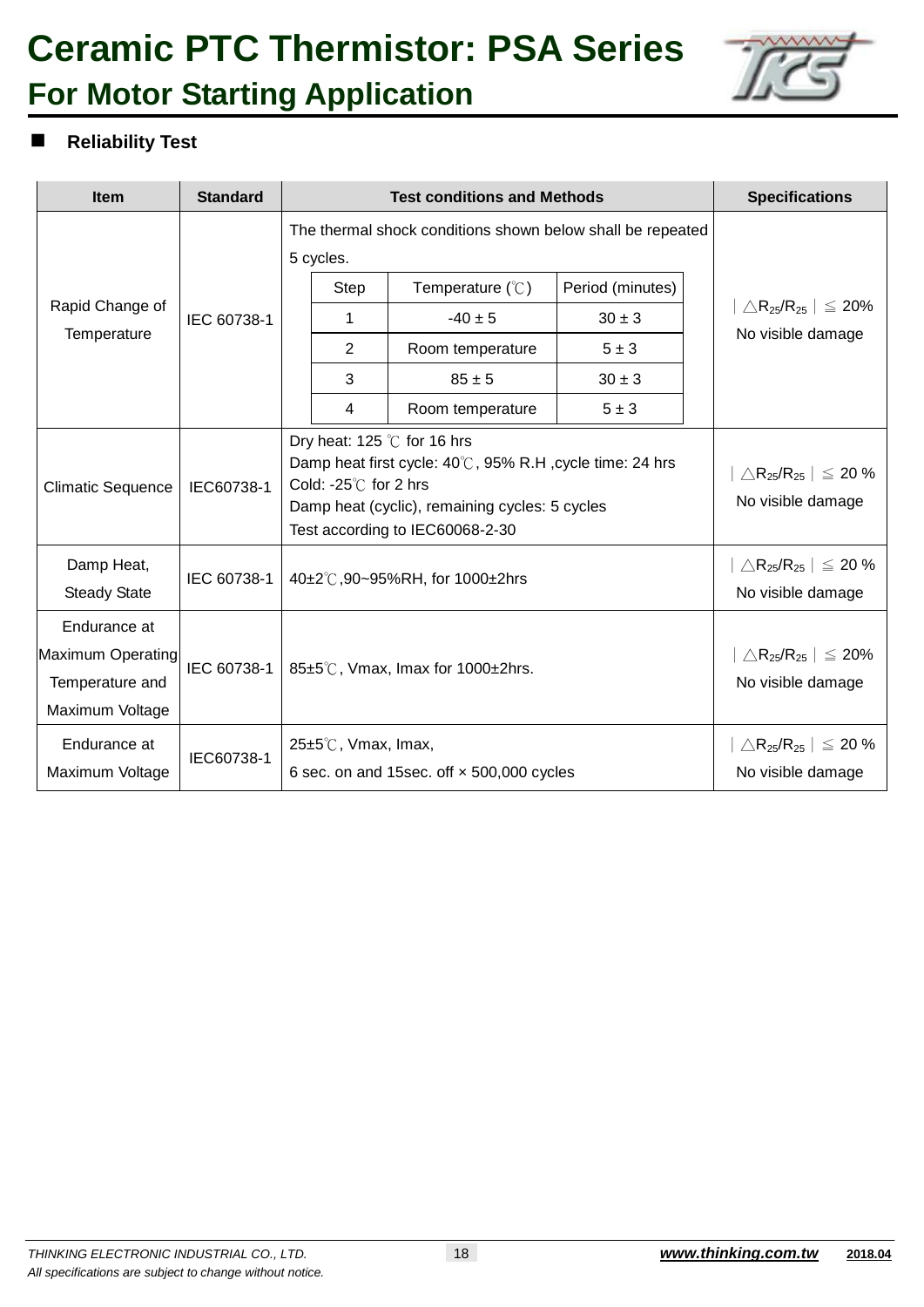# Ceramic PTC Thermistor: PSA Series

## For Motor Starting Application

### Reliability Test

| Item | Standard | Test conditions and Methods | Specifications |
|---|---|---|---|
| Rapid Change of Temperature | IEC 60738-1 | The thermal shock conditions shown below shall be repeated 5 cycles.<br><br>Step 1: Temperature -40 ± 5 ℃, Period 30 ± 3 minutes<br>Step 2: Room temperature, Period 5 ± 3 minutes<br>Step 3: Temperature 85 ± 5 ℃, Period 30 ± 3 minutes<br>Step 4: Room temperature, Period 5 ± 3 minutes | $\mid \triangle R_{25}/R_{25} \mid \leqq 20\%$<br>No visible damage |
| Climatic Sequence | IEC60738-1 | Dry heat: 125 ℃ for 16 hrs<br>Damp heat first cycle: 40℃, 95% R.H ,cycle time: 24 hrs<br>Cold: -25℃ for 2 hrs<br>Damp heat (cyclic), remaining cycles: 5 cycles<br>Test according to IEC60068-2-30 | $\mid \triangle R_{25}/R_{25} \mid \leqq 20\%$<br>No visible damage |
| Damp Heat, Steady State | IEC 60738-1 | 40±2℃,90~95%RH, for 1000±2hrs | $\mid \triangle R_{25}/R_{25} \mid \leqq 20\%$<br>No visible damage |
| Endurance at Maximum Operating Temperature and Maximum Voltage | IEC 60738-1 | 85±5℃, Vmax, Imax for 1000±2hrs. | $\mid \triangle R_{25}/R_{25} \mid \leqq 20\%$<br>No visible damage |
| Endurance at Maximum Voltage | IEC60738-1 | 25±5℃, Vmax, Imax,<br>6 sec. on and 15sec. off × 500,000 cycles | $\mid \triangle R_{25}/R_{25} \mid \leqq 20\%$<br>No visible damage |

Rapid Change of Temperature – thermal shock cycle:

| Step | Temperature (℃) | Period (minutes) |
|---|---|---|
| 1 | -40 ± 5 | 30 ± 3 |
| 2 | Room temperature | 5 ± 3 |
| 3 | 85 ± 5 | 30 ± 3 |
| 4 | Room temperature | 5 ± 3 |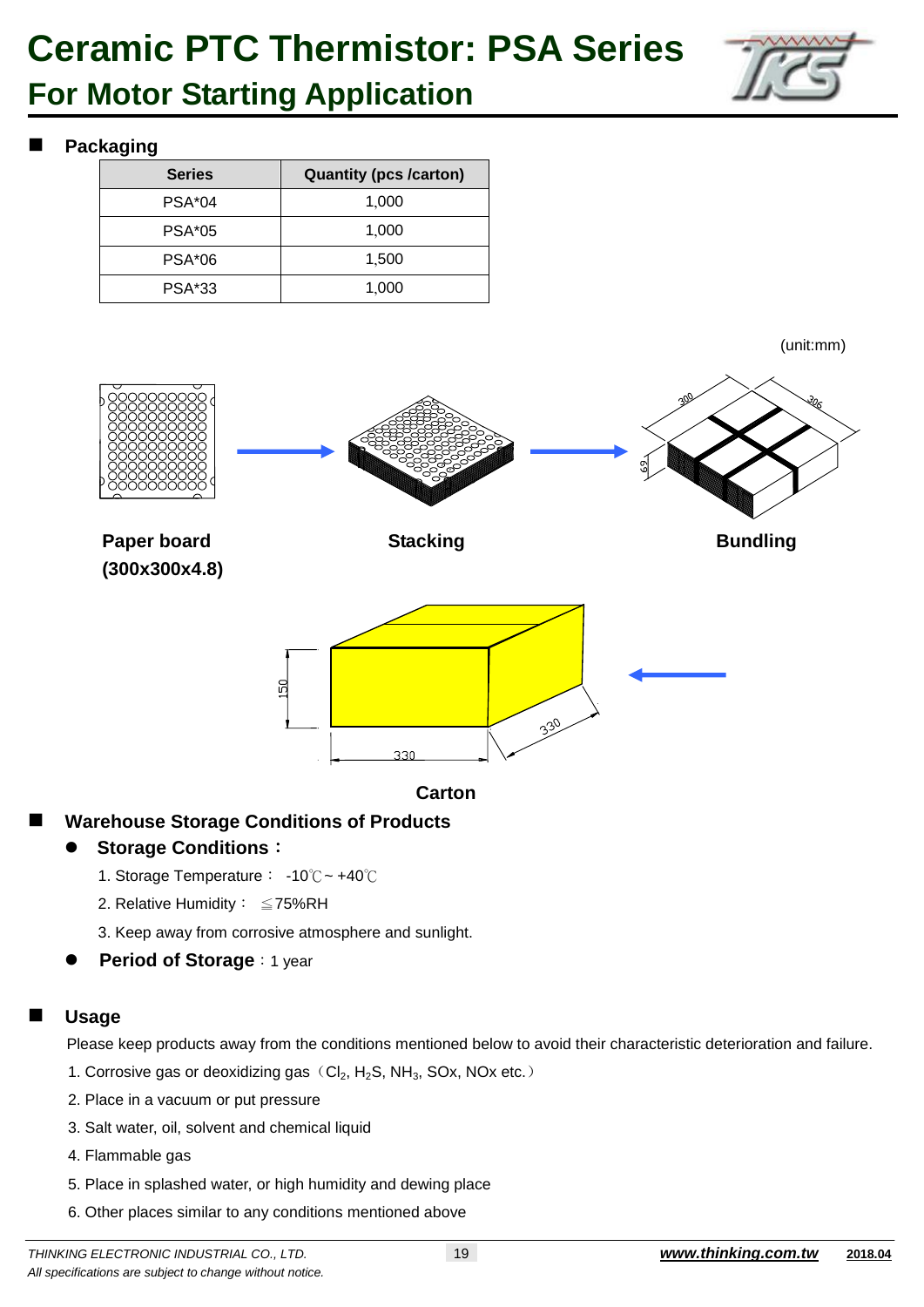# Ceramic PTC Thermistor: PSA Series

## For Motor Starting Application

## Packaging

| Series | Quantity (pcs /carton) |
| --- | --- |
| PSA*04 | 1,000 |
| PSA*05 | 1,000 |
| PSA*06 | 1,500 |
| PSA*33 | 1,000 |

(unit:mm)

300
306
69

**Paper board (300x300x4.8)**

**Stacking**

**Bundling**

150
330
330

**Carton**

## Warehouse Storage Conditions of Products

- **Storage Conditions：**
  1. Storage Temperature： -10℃ ~ +40℃
  2. Relative Humidity： ≦75%RH
  3. Keep away from corrosive atmosphere and sunlight.
- **Period of Storage**：1 year

## Usage

Please keep products away from the conditions mentioned below to avoid their characteristic deterioration and failure.

1. Corrosive gas or deoxidizing gas（$Cl_2$, $H_2S$, $NH_3$, SOx, NOx etc.）
2. Place in a vacuum or put pressure
3. Salt water, oil, solvent and chemical liquid
4. Flammable gas
5. Place in splashed water, or high humidity and dewing place
6. Other places similar to any conditions mentioned above